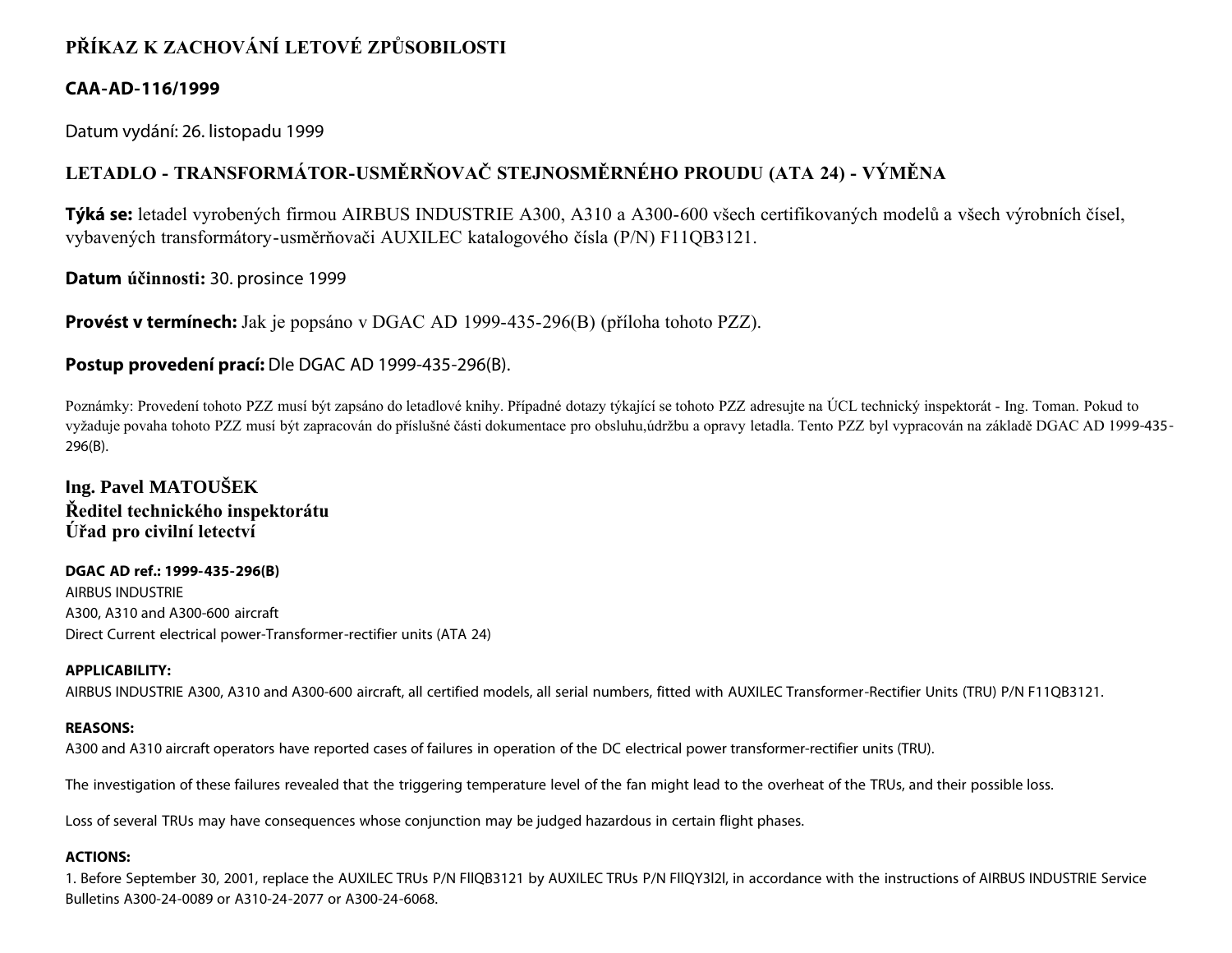# PŘÍKAZ K ZACHOVÁNÍ LETOVÉ ZPŮSOBILOSTI

## CAA-AD-116/1999

Datum vydání: 26. listopadu 1999

## LETADLO - TRANSFORMÁTOR-USMĚRŇOVAČ STEJNOSMĚRNÉHO PROUDU (ATA 24) - VÝMĚNA

**Týká se:** letadel vyrobených firmou AIRBUS INDUSTRIE A300, A310 a A300-600 všech certifikovaných modelů a všech výrobních čísel, vybavených transformátory-usměrňovači AUXILEC katalogového čísla (P/N) F11QB3121.

**Datum účinnosti:** 30. prosince 1999

**Provést v termínech:** Jak je popsáno v DGAC AD 1999-435-296(B) (příloha tohoto PZZ).

**Postup provedení prací:** Dle DGAC AD 1999-435-296(B).

Poznámky: Provedení tohoto PZZ musí být zapsáno do letadlové knihy. Případné dotazy týkající se tohoto PZZ adresujte na ÚCL technický inspektorát - Ing. Toman. Pokud to vyžaduje povaha tohoto PZZ musí být zapracován do příslušné části dokumentace pro obsluhu,údržbu a opravy letadla. Tento PZZ byl vypracován na základě DGAC AD 1999-435-296(B).

**Ing. Pavel MATOUŠEK**
**Ředitel technického inspektorátu**
**Úřad pro civilní letectví**

**DGAC AD ref.: 1999-435-296(B)**
AIRBUS INDUSTRIE
A300, A310 and A300-600 aircraft
Direct Current electrical power-Transformer-rectifier units (ATA 24)

**APPLICABILITY:**
AIRBUS INDUSTRIE A300, A310 and A300-600 aircraft, all certified models, all serial numbers, fitted with AUXILEC Transformer-Rectifier Units (TRU) P/N F11QB3121.

**REASONS:**
A300 and A310 aircraft operators have reported cases of failures in operation of the DC electrical power transformer-rectifier units (TRU).

The investigation of these failures revealed that the triggering temperature level of the fan might lead to the overheat of the TRUs, and their possible loss.

Loss of several TRUs may have consequences whose conjunction may be judged hazardous in certain flight phases.

**ACTIONS:**
1. Before September 30, 2001, replace the AUXILEC TRUs P/N FllQB3121 by AUXILEC TRUs P/N FllQY3l2l, in accordance with the instructions of AIRBUS INDUSTRIE Service Bulletins A300-24-0089 or A310-24-2077 or A300-24-6068.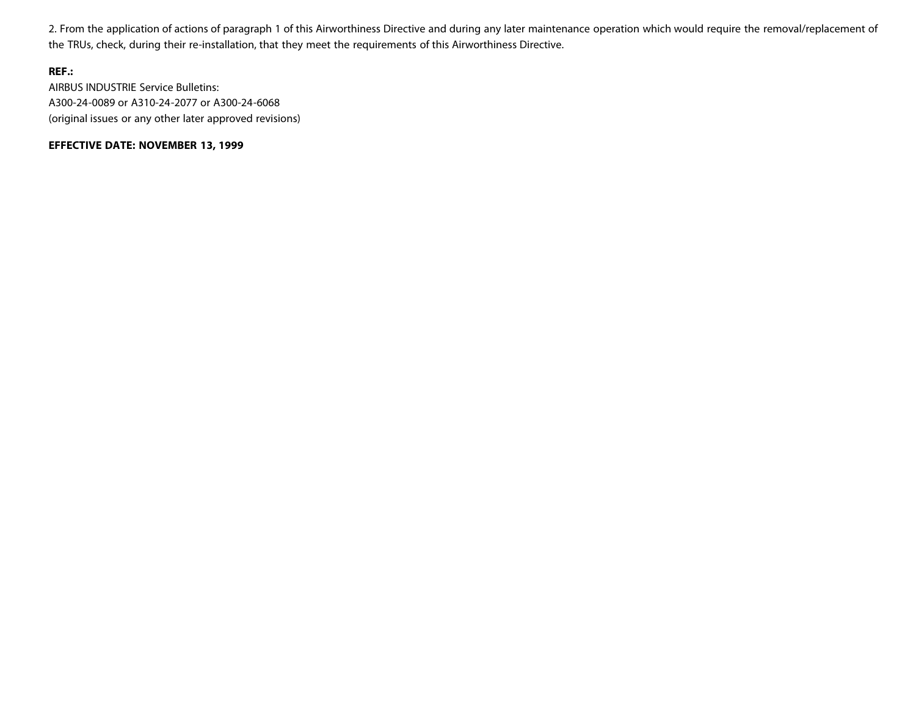2. From the application of actions of paragraph 1 of this Airworthiness Directive and during any later maintenance operation which would require the removal/replacement of the TRUs, check, during their re-installation, that they meet the requirements of this Airworthiness Directive.

**REF.:**

AIRBUS INDUSTRIE Service Bulletins:
A300-24-0089 or A310-24-2077 or A300-24-6068
(original issues or any other later approved revisions)

**EFFECTIVE DATE: NOVEMBER 13, 1999**